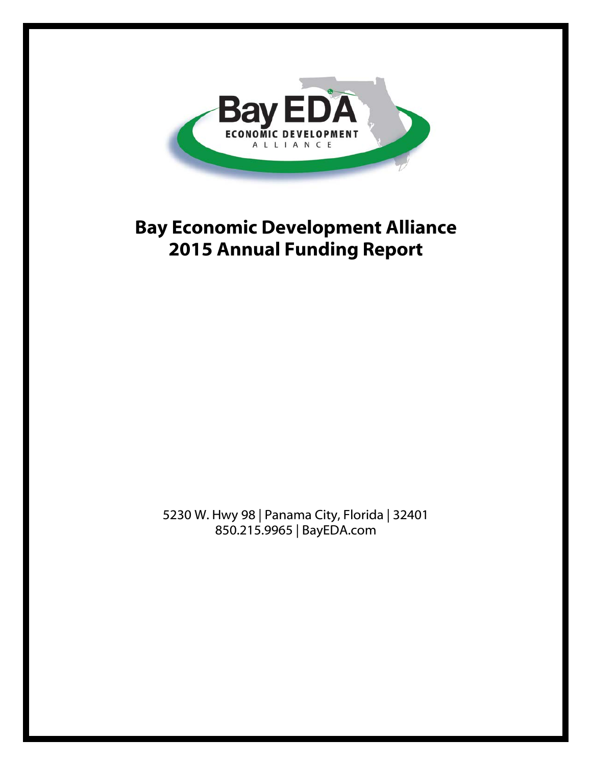# Bay Economic Development Alliance
# 2015 Annual Funding Report

5230 W. Hwy 98 | Panama City, Florida | 32401
850.215.9965 | BayEDA.com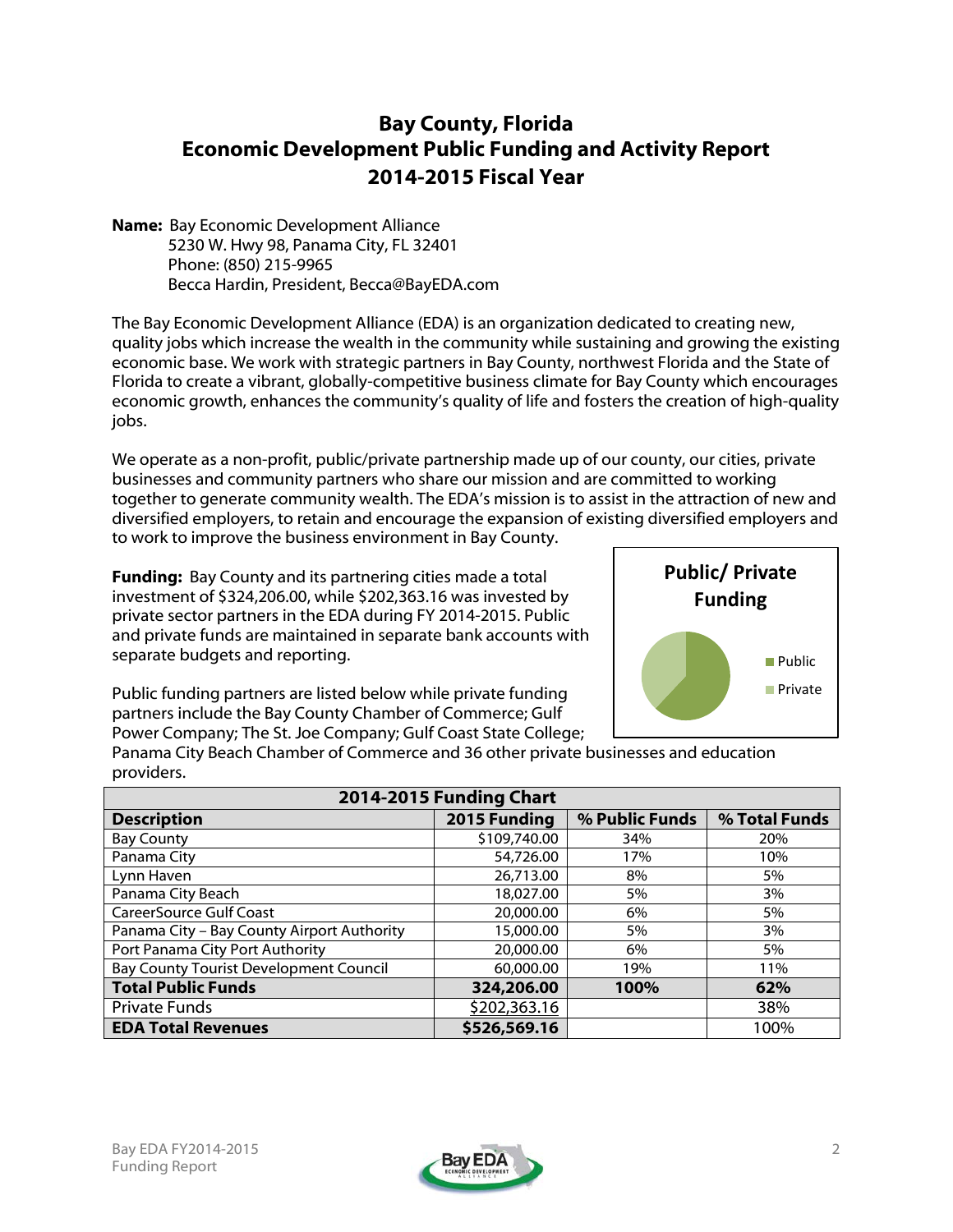# Bay County, Florida
# Economic Development Public Funding and Activity Report
# 2014-2015 Fiscal Year

**Name:** Bay Economic Development Alliance
5230 W. Hwy 98, Panama City, FL 32401
Phone: (850) 215-9965
Becca Hardin, President, Becca@BayEDA.com

The Bay Economic Development Alliance (EDA) is an organization dedicated to creating new, quality jobs which increase the wealth in the community while sustaining and growing the existing economic base. We work with strategic partners in Bay County, northwest Florida and the State of Florida to create a vibrant, globally-competitive business climate for Bay County which encourages economic growth, enhances the community's quality of life and fosters the creation of high-quality jobs.

We operate as a non-profit, public/private partnership made up of our county, our cities, private businesses and community partners who share our mission and are committed to working together to generate community wealth. The EDA's mission is to assist in the attraction of new and diversified employers, to retain and encourage the expansion of existing diversified employers and to work to improve the business environment in Bay County.

**Funding:** Bay County and its partnering cities made a total investment of $324,206.00, while $202,363.16 was invested by private sector partners in the EDA during FY 2014-2015. Public and private funds are maintained in separate bank accounts with separate budgets and reporting.

Public funding partners are listed below while private funding partners include the Bay County Chamber of Commerce; Gulf Power Company; The St. Joe Company; Gulf Coast State College; Panama City Beach Chamber of Commerce and 36 other private businesses and education providers.

**Public/ Private Funding**

- Public
- Private

| 2014-2015 Funding Chart | | | |
|---|---|---|---|
| **Description** | **2015 Funding** | **% Public Funds** | **% Total Funds** |
| Bay County | $109,740.00 | 34% | 20% |
| Panama City | 54,726.00 | 17% | 10% |
| Lynn Haven | 26,713.00 | 8% | 5% |
| Panama City Beach | 18,027.00 | 5% | 3% |
| CareerSource Gulf Coast | 20,000.00 | 6% | 5% |
| Panama City – Bay County Airport Authority | 15,000.00 | 5% | 3% |
| Port Panama City Port Authority | 20,000.00 | 6% | 5% |
| Bay County Tourist Development Council | 60,000.00 | 19% | 11% |
| **Total Public Funds** | **324,206.00** | **100%** | **62%** |
| Private Funds | $202,363.16 | | 38% |
| **EDA Total Revenues** | **$526,569.16** | | 100% |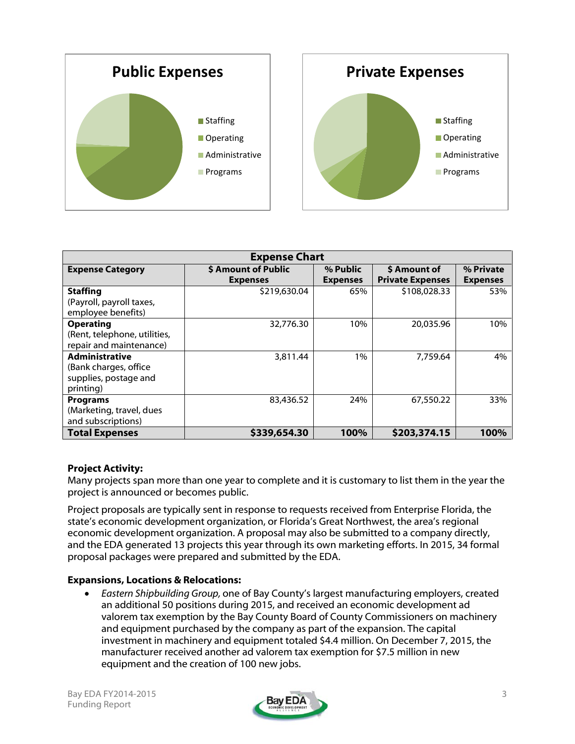**Public Expenses**

- Staffing
- Operating
- Administrative
- Programs

**Private Expenses**

- Staffing
- Operating
- Administrative
- Programs

| Expense Chart | | | | |
|---|---|---|---|---|
| **Expense Category** | **$ Amount of Public Expenses** | **% Public Expenses** | **$ Amount of Private Expenses** | **% Private Expenses** |
| **Staffing** (Payroll, payroll taxes, employee benefits) | $219,630.04 | 65% | $108,028.33 | 53% |
| **Operating** (Rent, telephone, utilities, repair and maintenance) | 32,776.30 | 10% | 20,035.96 | 10% |
| **Administrative** (Bank charges, office supplies, postage and printing) | 3,811.44 | 1% | 7,759.64 | 4% |
| **Programs** (Marketing, travel, dues and subscriptions) | 83,436.52 | 24% | 67,550.22 | 33% |
| **Total Expenses** | **$339,654.30** | **100%** | **$203,374.15** | **100%** |

**Project Activity:**

Many projects span more than one year to complete and it is customary to list them in the year the project is announced or becomes public.

Project proposals are typically sent in response to requests received from Enterprise Florida, the state's economic development organization, or Florida's Great Northwest, the area's regional economic development organization. A proposal may also be submitted to a company directly, and the EDA generated 13 projects this year through its own marketing efforts. In 2015, 34 formal proposal packages were prepared and submitted by the EDA.

**Expansions, Locations & Relocations:**

- *Eastern Shipbuilding Group,* one of Bay County's largest manufacturing employers, created an additional 50 positions during 2015, and received an economic development ad valorem tax exemption by the Bay County Board of County Commissioners on machinery and equipment purchased by the company as part of the expansion. The capital investment in machinery and equipment totaled $4.4 million. On December 7, 2015, the manufacturer received another ad valorem tax exemption for $7.5 million in new equipment and the creation of 100 new jobs.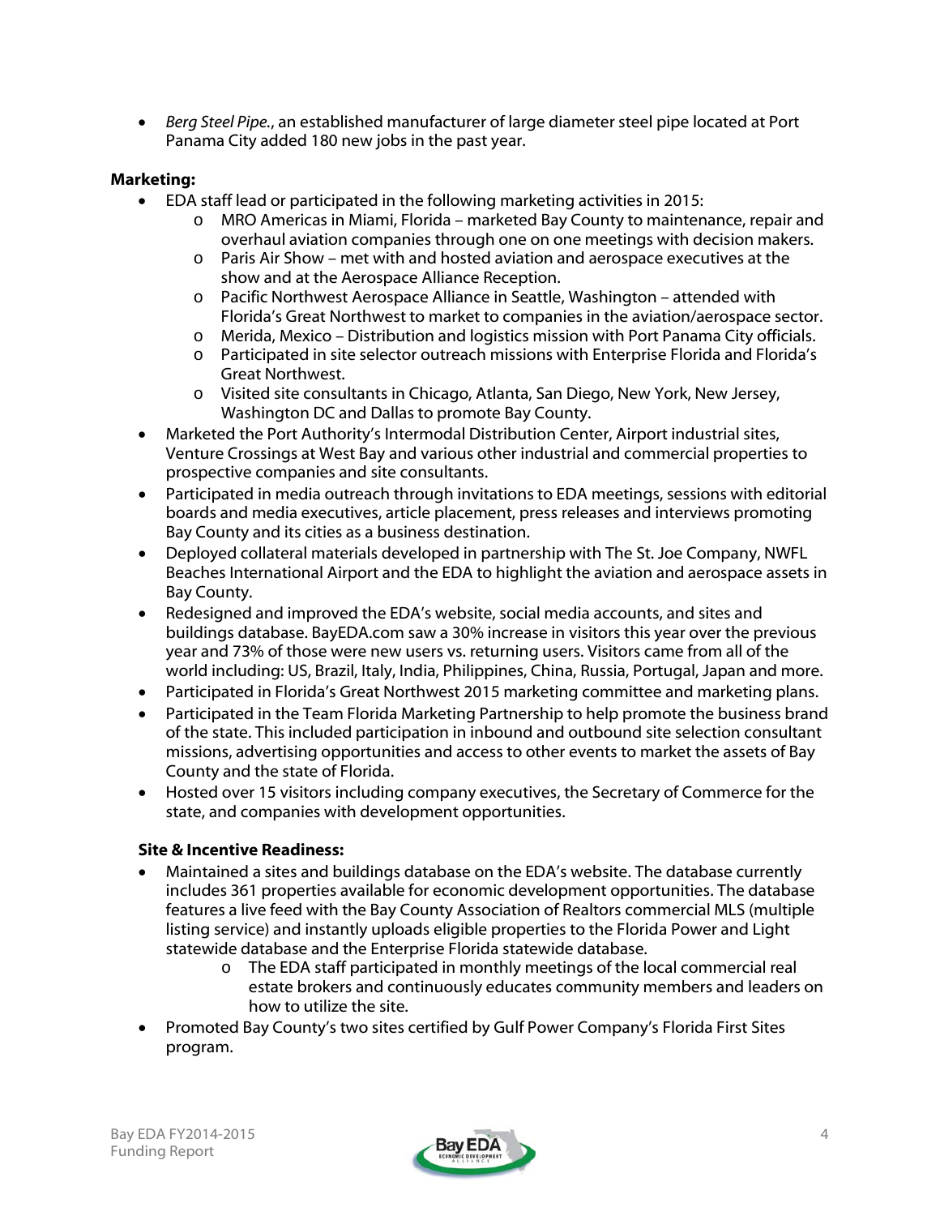- *Berg Steel Pipe.*, an established manufacturer of large diameter steel pipe located at Port Panama City added 180 new jobs in the past year.

**Marketing:**

- EDA staff lead or participated in the following marketing activities in 2015:
  - MRO Americas in Miami, Florida – marketed Bay County to maintenance, repair and overhaul aviation companies through one on one meetings with decision makers.
  - Paris Air Show – met with and hosted aviation and aerospace executives at the show and at the Aerospace Alliance Reception.
  - Pacific Northwest Aerospace Alliance in Seattle, Washington – attended with Florida's Great Northwest to market to companies in the aviation/aerospace sector.
  - Merida, Mexico – Distribution and logistics mission with Port Panama City officials.
  - Participated in site selector outreach missions with Enterprise Florida and Florida's Great Northwest.
  - Visited site consultants in Chicago, Atlanta, San Diego, New York, New Jersey, Washington DC and Dallas to promote Bay County.
- Marketed the Port Authority's Intermodal Distribution Center, Airport industrial sites, Venture Crossings at West Bay and various other industrial and commercial properties to prospective companies and site consultants.
- Participated in media outreach through invitations to EDA meetings, sessions with editorial boards and media executives, article placement, press releases and interviews promoting Bay County and its cities as a business destination.
- Deployed collateral materials developed in partnership with The St. Joe Company, NWFL Beaches International Airport and the EDA to highlight the aviation and aerospace assets in Bay County.
- Redesigned and improved the EDA's website, social media accounts, and sites and buildings database. BayEDA.com saw a 30% increase in visitors this year over the previous year and 73% of those were new users vs. returning users. Visitors came from all of the world including: US, Brazil, Italy, India, Philippines, China, Russia, Portugal, Japan and more.
- Participated in Florida's Great Northwest 2015 marketing committee and marketing plans.
- Participated in the Team Florida Marketing Partnership to help promote the business brand of the state. This included participation in inbound and outbound site selection consultant missions, advertising opportunities and access to other events to market the assets of Bay County and the state of Florida.
- Hosted over 15 visitors including company executives, the Secretary of Commerce for the state, and companies with development opportunities.

**Site & Incentive Readiness:**

- Maintained a sites and buildings database on the EDA's website. The database currently includes 361 properties available for economic development opportunities. The database features a live feed with the Bay County Association of Realtors commercial MLS (multiple listing service) and instantly uploads eligible properties to the Florida Power and Light statewide database and the Enterprise Florida statewide database.
  - The EDA staff participated in monthly meetings of the local commercial real estate brokers and continuously educates community members and leaders on how to utilize the site.
- Promoted Bay County's two sites certified by Gulf Power Company's Florida First Sites program.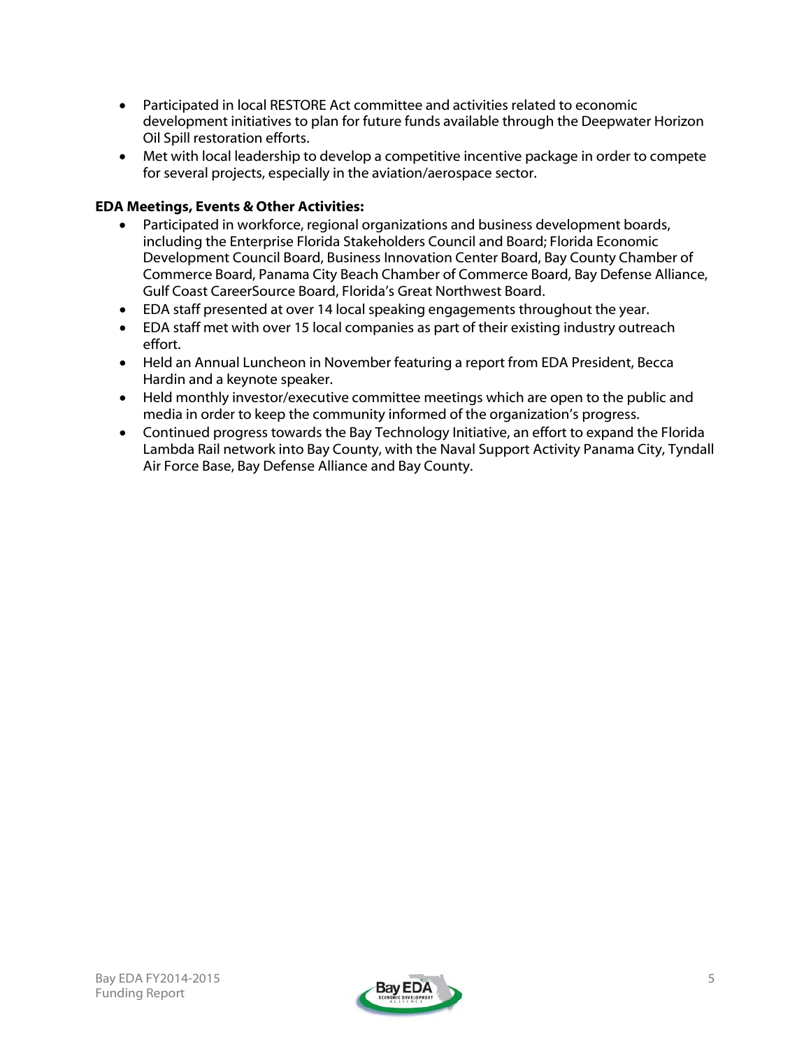- Participated in local RESTORE Act committee and activities related to economic development initiatives to plan for future funds available through the Deepwater Horizon Oil Spill restoration efforts.
- Met with local leadership to develop a competitive incentive package in order to compete for several projects, especially in the aviation/aerospace sector.

**EDA Meetings, Events & Other Activities:**

- Participated in workforce, regional organizations and business development boards, including the Enterprise Florida Stakeholders Council and Board; Florida Economic Development Council Board, Business Innovation Center Board, Bay County Chamber of Commerce Board, Panama City Beach Chamber of Commerce Board, Bay Defense Alliance, Gulf Coast CareerSource Board, Florida's Great Northwest Board.
- EDA staff presented at over 14 local speaking engagements throughout the year.
- EDA staff met with over 15 local companies as part of their existing industry outreach effort.
- Held an Annual Luncheon in November featuring a report from EDA President, Becca Hardin and a keynote speaker.
- Held monthly investor/executive committee meetings which are open to the public and media in order to keep the community informed of the organization's progress.
- Continued progress towards the Bay Technology Initiative, an effort to expand the Florida Lambda Rail network into Bay County, with the Naval Support Activity Panama City, Tyndall Air Force Base, Bay Defense Alliance and Bay County.